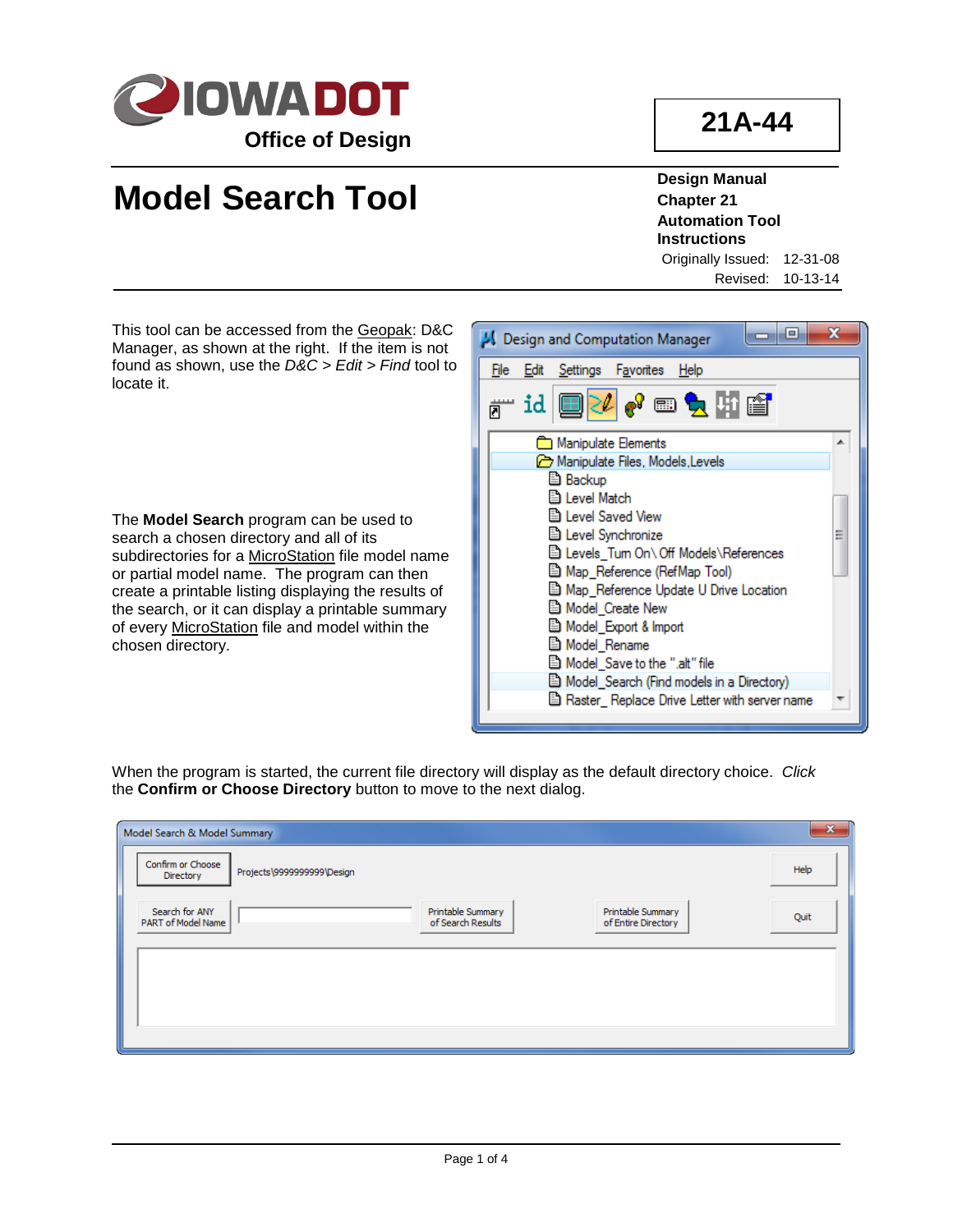**IOWA DOT**
**Office of Design**

# Model Search Tool

**21A-44**

**Design Manual**
**Chapter 21**
**Automation Tool Instructions**

Originally Issued: 12-31-08
Revised: 10-13-14

This tool can be accessed from the Geopak: D&C Manager, as shown at the right. If the item is not found as shown, use the *D&C > Edit > Find* tool to locate it.

The **Model Search** program can be used to search a chosen directory and all of its subdirectories for a MicroStation file model name or partial model name. The program can then create a printable listing displaying the results of the search, or it can display a printable summary of every MicroStation file and model within the chosen directory.

When the program is started, the current file directory will display as the default directory choice. *Click* the **Confirm or Choose Directory** button to move to the next dialog.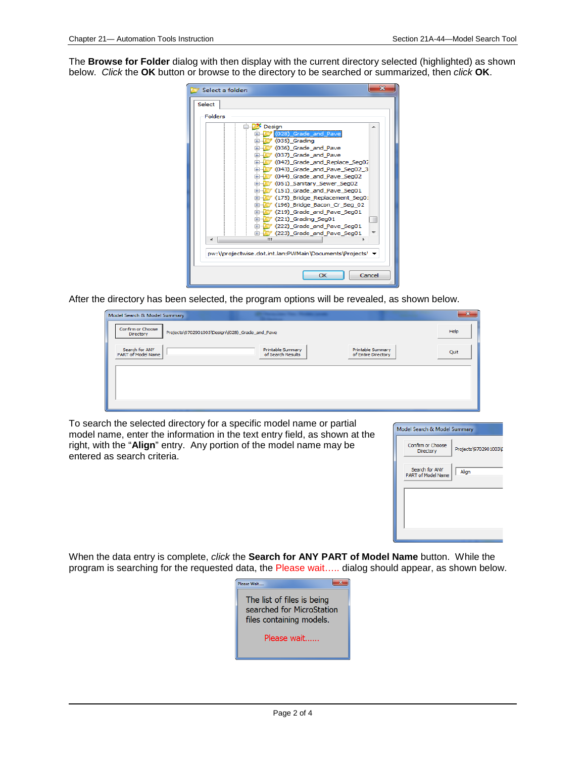The **Browse for Folder** dialog with then display with the current directory selected (highlighted) as shown below. *Click* the **OK** button or browse to the directory to be searched or summarized, then *click* **OK**.

After the directory has been selected, the program options will be revealed, as shown below.

To search the selected directory for a specific model name or partial model name, enter the information in the text entry field, as shown at the right, with the "**Align**" entry. Any portion of the model name may be entered as search criteria.

When the data entry is complete, *click* the **Search for ANY PART of Model Name** button. While the program is searching for the requested data, the Please wait….. dialog should appear, as shown below.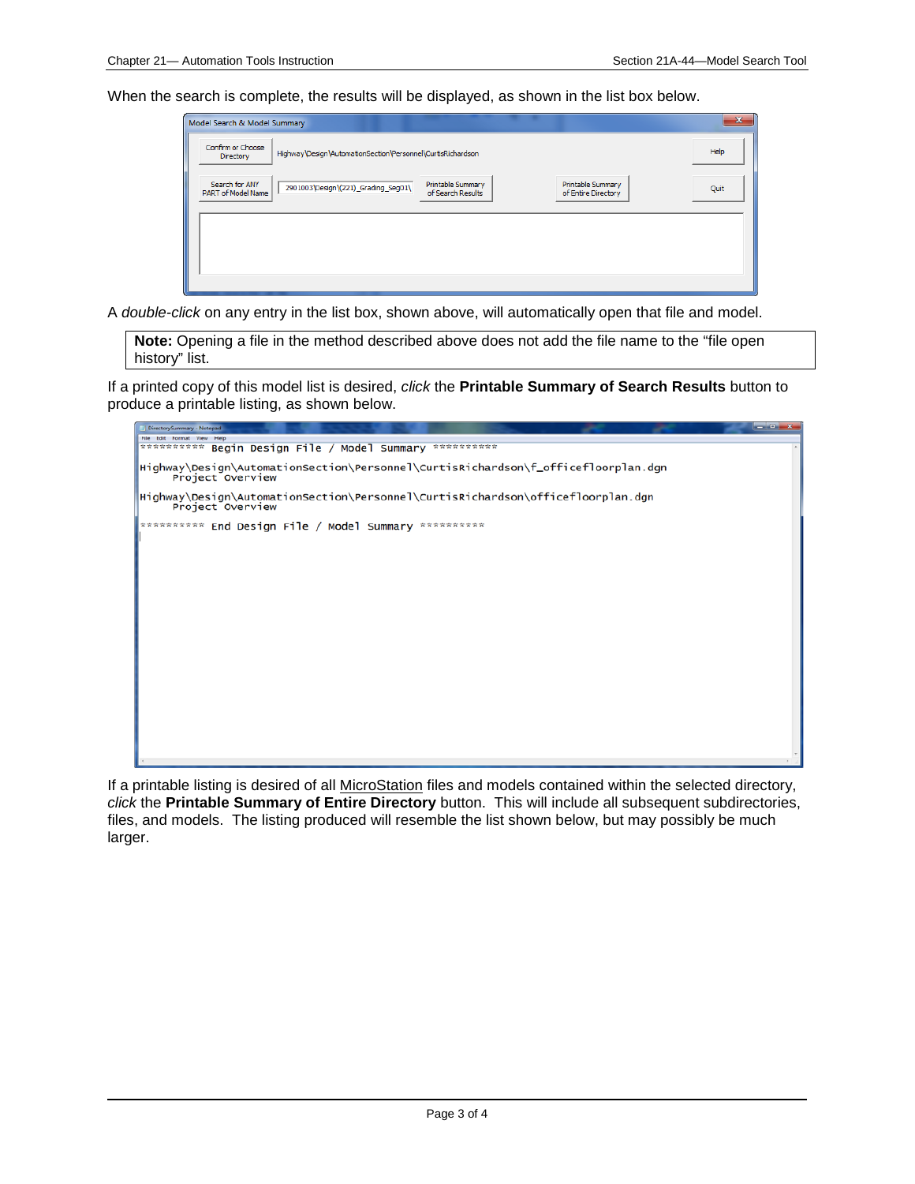When the search is complete, the results will be displayed, as shown in the list box below.

A *double-click* on any entry in the list box, shown above, will automatically open that file and model.

> **Note:** Opening a file in the method described above does not add the file name to the "file open history" list.

If a printed copy of this model list is desired, *click* the **Printable Summary of Search Results** button to produce a printable listing, as shown below.

If a printable listing is desired of all MicroStation files and models contained within the selected directory, *click* the **Printable Summary of Entire Directory** button. This will include all subsequent subdirectories, files, and models. The listing produced will resemble the list shown below, but may possibly be much larger.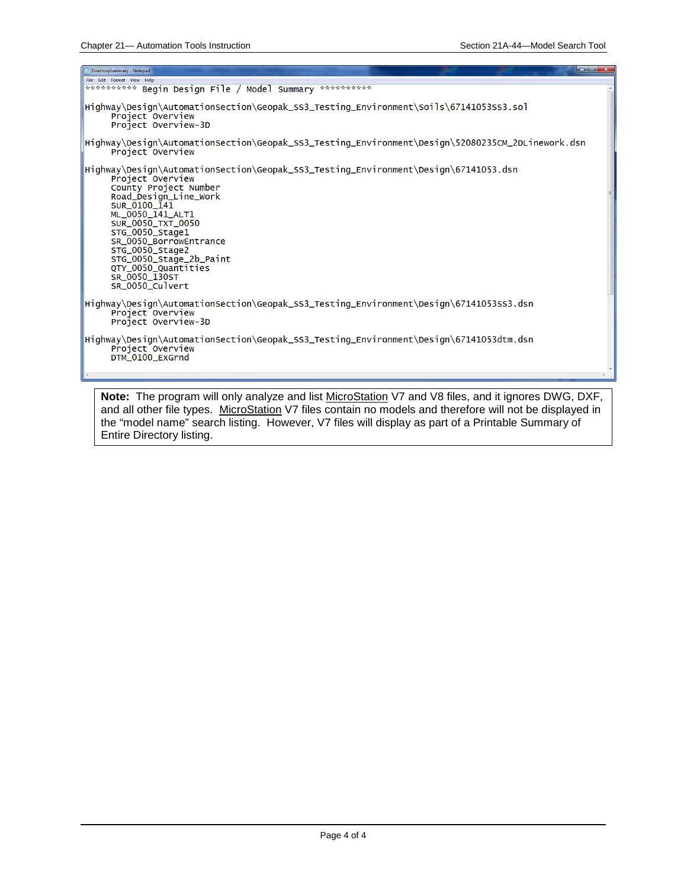```
********** Begin Design File / Model Summary **********

Highway\Design\AutomationSection\Geopak_SS3_Testing_Environment\Soils\67141053SS3.sol
     Project Overview
     Project Overview-3D

Highway\Design\AutomationSection\Geopak_SS3_Testing_Environment\Design\52080235CM_2DLinework.dsn
     Project Overview

Highway\Design\AutomationSection\Geopak_SS3_Testing_Environment\Design\67141053.dsn
     Project Overview
     County Project Number
     Road_Design_Line_Work
     SUR_0100_141
     ML_0050_141_ALT1
     SUR_0050_TXT_0050
     STG_0050_Stage1
     SR_0050_BorrowEntrance
     STG_0050_Stage2
     STG_0050_Stage_2b_Paint
     QTY_0050_Quantities
     SR_0050_130ST
     SR_0050_Culvert

Highway\Design\AutomationSection\Geopak_SS3_Testing_Environment\Design\67141053SS3.dsn
     Project Overview
     Project Overview-3D

Highway\Design\AutomationSection\Geopak_SS3_Testing_Environment\Design\67141053dtm.dsn
     Project Overview
     DTM_0100_ExGrnd
```

**Note:** The program will only analyze and list MicroStation V7 and V8 files, and it ignores DWG, DXF, and all other file types. MicroStation V7 files contain no models and therefore will not be displayed in the "model name" search listing. However, V7 files will display as part of a Printable Summary of Entire Directory listing.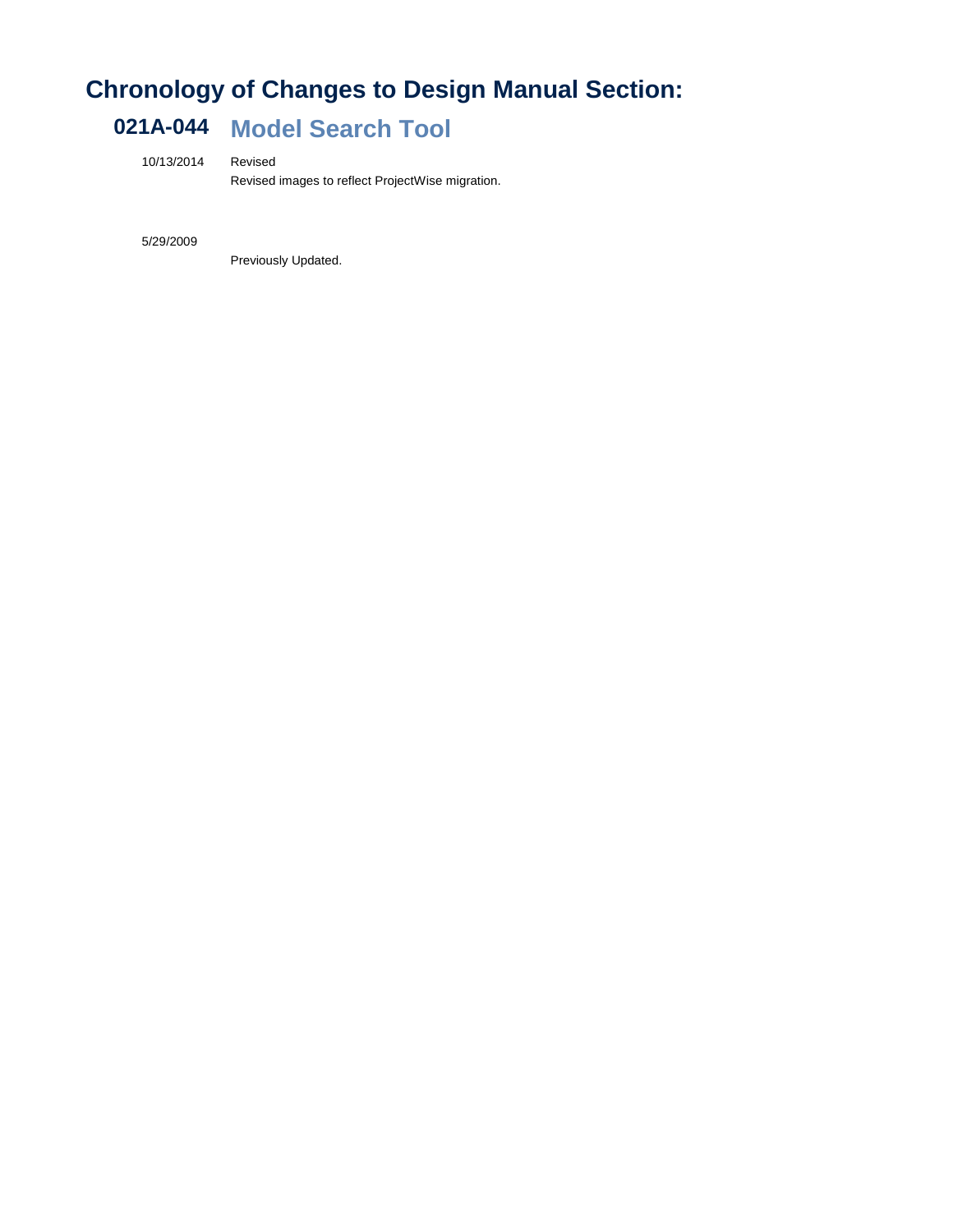# Chronology of Changes to Design Manual Section:

## 021A-044 Model Search Tool

10/13/2014 Revised

Revised images to reflect ProjectWise migration.

5/29/2009

Previously Updated.